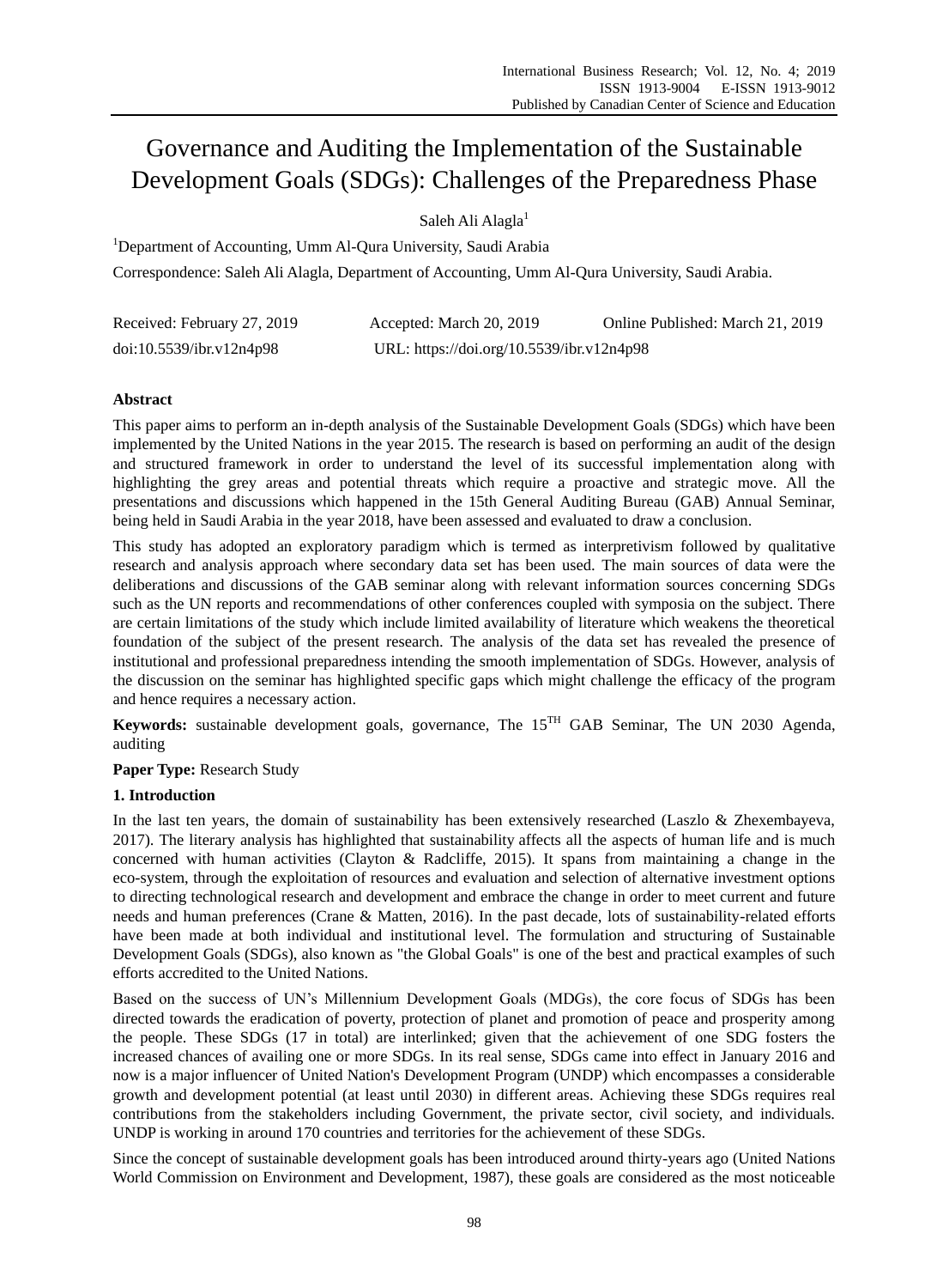# Governance and Auditing the Implementation of the Sustainable Development Goals (SDGs): Challenges of the Preparedness Phase

Saleh Ali Alagla[1]

[1]Department of Accounting, Umm Al-Qura University, Saudi Arabia

Correspondence: Saleh Ali Alagla, Department of Accounting, Umm Al-Qura University, Saudi Arabia.

Received: February 27, 2019 Accepted: March 20, 2019 Online Published: March 21, 2019

doi:10.5539/ibr.v12n4p98 URL: https://doi.org/10.5539/ibr.v12n4p98

## Abstract

This paper aims to perform an in-depth analysis of the Sustainable Development Goals (SDGs) which have been implemented by the United Nations in the year 2015. The research is based on performing an audit of the design and structured framework in order to understand the level of its successful implementation along with highlighting the grey areas and potential threats which require a proactive and strategic move. All the presentations and discussions which happened in the 15th General Auditing Bureau (GAB) Annual Seminar, being held in Saudi Arabia in the year 2018, have been assessed and evaluated to draw a conclusion.

This study has adopted an exploratory paradigm which is termed as interpretivism followed by qualitative research and analysis approach where secondary data set has been used. The main sources of data were the deliberations and discussions of the GAB seminar along with relevant information sources concerning SDGs such as the UN reports and recommendations of other conferences coupled with symposia on the subject. There are certain limitations of the study which include limited availability of literature which weakens the theoretical foundation of the subject of the present research. The analysis of the data set has revealed the presence of institutional and professional preparedness intending the smooth implementation of SDGs. However, analysis of the discussion on the seminar has highlighted specific gaps which might challenge the efficacy of the program and hence requires a necessary action.

**Keywords:** sustainable development goals, governance, The 15^TH GAB Seminar, The UN 2030 Agenda, auditing

**Paper Type:** Research Study

## 1. Introduction

In the last ten years, the domain of sustainability has been extensively researched (Laszlo & Zhexembayeva, 2017). The literary analysis has highlighted that sustainability affects all the aspects of human life and is much concerned with human activities (Clayton & Radcliffe, 2015). It spans from maintaining a change in the eco-system, through the exploitation of resources and evaluation and selection of alternative investment options to directing technological research and development and embrace the change in order to meet current and future needs and human preferences (Crane & Matten, 2016). In the past decade, lots of sustainability-related efforts have been made at both individual and institutional level. The formulation and structuring of Sustainable Development Goals (SDGs), also known as "the Global Goals" is one of the best and practical examples of such efforts accredited to the United Nations.

Based on the success of UN's Millennium Development Goals (MDGs), the core focus of SDGs has been directed towards the eradication of poverty, protection of planet and promotion of peace and prosperity among the people. These SDGs (17 in total) are interlinked; given that the achievement of one SDG fosters the increased chances of availing one or more SDGs. In its real sense, SDGs came into effect in January 2016 and now is a major influencer of United Nation's Development Program (UNDP) which encompasses a considerable growth and development potential (at least until 2030) in different areas. Achieving these SDGs requires real contributions from the stakeholders including Government, the private sector, civil society, and individuals. UNDP is working in around 170 countries and territories for the achievement of these SDGs.

Since the concept of sustainable development goals has been introduced around thirty-years ago (United Nations World Commission on Environment and Development, 1987), these goals are considered as the most noticeable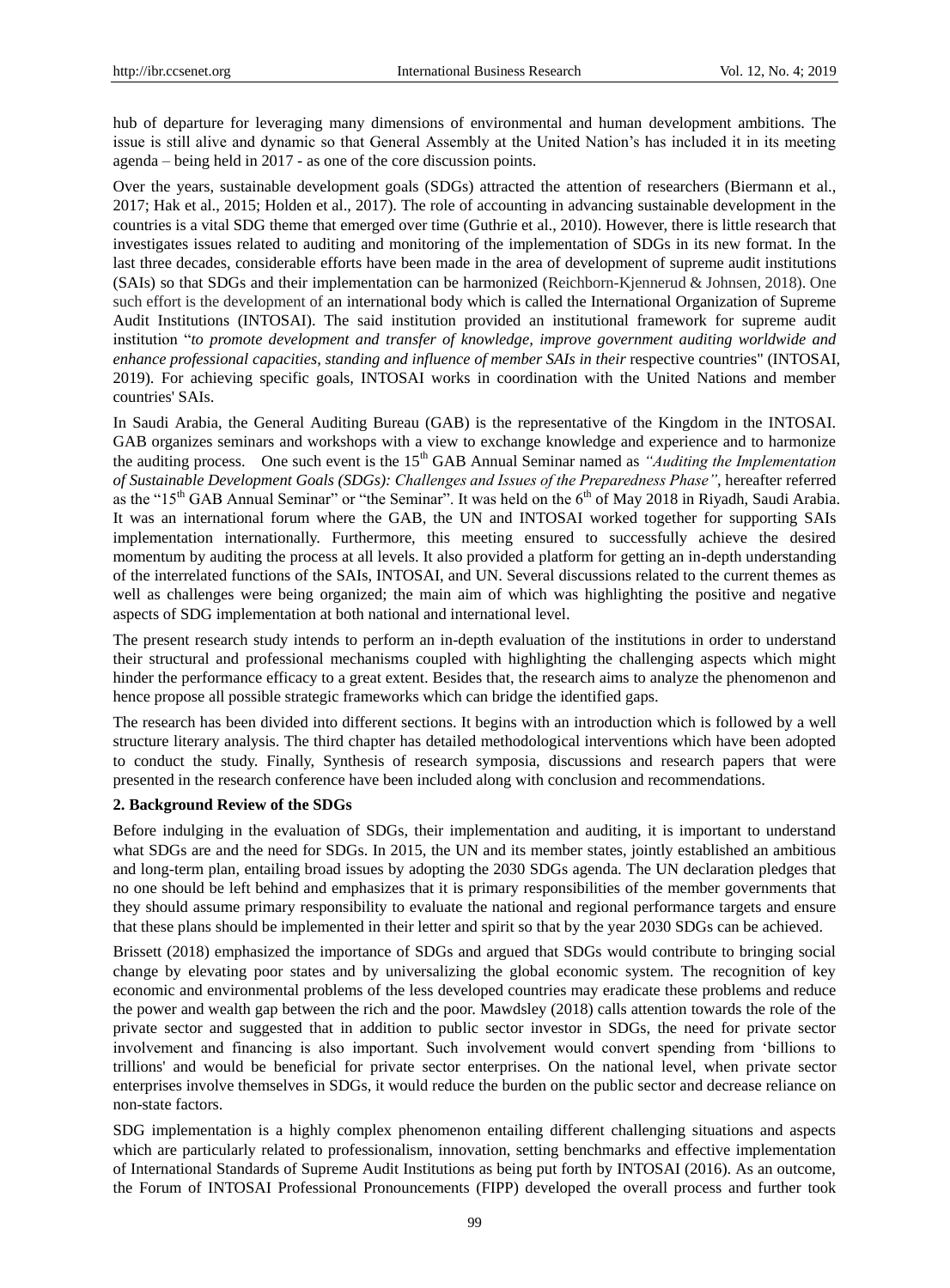hub of departure for leveraging many dimensions of environmental and human development ambitions. The issue is still alive and dynamic so that General Assembly at the United Nation's has included it in its meeting agenda – being held in 2017 - as one of the core discussion points.

Over the years, sustainable development goals (SDGs) attracted the attention of researchers (Biermann et al., 2017; Hak et al., 2015; Holden et al., 2017). The role of accounting in advancing sustainable development in the countries is a vital SDG theme that emerged over time (Guthrie et al., 2010). However, there is little research that investigates issues related to auditing and monitoring of the implementation of SDGs in its new format. In the last three decades, considerable efforts have been made in the area of development of supreme audit institutions (SAIs) so that SDGs and their implementation can be harmonized (Reichborn-Kjennerud & Johnsen, 2018). One such effort is the development of an international body which is called the International Organization of Supreme Audit Institutions (INTOSAI). The said institution provided an institutional framework for supreme audit institution "*to promote development and transfer of knowledge, improve government auditing worldwide and enhance professional capacities, standing and influence of member SAIs in their* respective countries" (INTOSAI, 2019). For achieving specific goals, INTOSAI works in coordination with the United Nations and member countries' SAIs.

In Saudi Arabia, the General Auditing Bureau (GAB) is the representative of the Kingdom in the INTOSAI. GAB organizes seminars and workshops with a view to exchange knowledge and experience and to harmonize the auditing process. One such event is the 15th GAB Annual Seminar named as *"Auditing the Implementation of Sustainable Development Goals (SDGs): Challenges and Issues of the Preparedness Phase"*, hereafter referred as the "15th GAB Annual Seminar" or "the Seminar". It was held on the 6th of May 2018 in Riyadh, Saudi Arabia. It was an international forum where the GAB, the UN and INTOSAI worked together for supporting SAIs implementation internationally. Furthermore, this meeting ensured to successfully achieve the desired momentum by auditing the process at all levels. It also provided a platform for getting an in-depth understanding of the interrelated functions of the SAIs, INTOSAI, and UN. Several discussions related to the current themes as well as challenges were being organized; the main aim of which was highlighting the positive and negative aspects of SDG implementation at both national and international level.

The present research study intends to perform an in-depth evaluation of the institutions in order to understand their structural and professional mechanisms coupled with highlighting the challenging aspects which might hinder the performance efficacy to a great extent. Besides that, the research aims to analyze the phenomenon and hence propose all possible strategic frameworks which can bridge the identified gaps.

The research has been divided into different sections. It begins with an introduction which is followed by a well structure literary analysis. The third chapter has detailed methodological interventions which have been adopted to conduct the study. Finally, Synthesis of research symposia, discussions and research papers that were presented in the research conference have been included along with conclusion and recommendations.

## 2. Background Review of the SDGs

Before indulging in the evaluation of SDGs, their implementation and auditing, it is important to understand what SDGs are and the need for SDGs. In 2015, the UN and its member states, jointly established an ambitious and long-term plan, entailing broad issues by adopting the 2030 SDGs agenda. The UN declaration pledges that no one should be left behind and emphasizes that it is primary responsibilities of the member governments that they should assume primary responsibility to evaluate the national and regional performance targets and ensure that these plans should be implemented in their letter and spirit so that by the year 2030 SDGs can be achieved.

Brissett (2018) emphasized the importance of SDGs and argued that SDGs would contribute to bringing social change by elevating poor states and by universalizing the global economic system. The recognition of key economic and environmental problems of the less developed countries may eradicate these problems and reduce the power and wealth gap between the rich and the poor. Mawdsley (2018) calls attention towards the role of the private sector and suggested that in addition to public sector investor in SDGs, the need for private sector involvement and financing is also important. Such involvement would convert spending from 'billions to trillions' and would be beneficial for private sector enterprises. On the national level, when private sector enterprises involve themselves in SDGs, it would reduce the burden on the public sector and decrease reliance on non-state factors.

SDG implementation is a highly complex phenomenon entailing different challenging situations and aspects which are particularly related to professionalism, innovation, setting benchmarks and effective implementation of International Standards of Supreme Audit Institutions as being put forth by INTOSAI (2016). As an outcome, the Forum of INTOSAI Professional Pronouncements (FIPP) developed the overall process and further took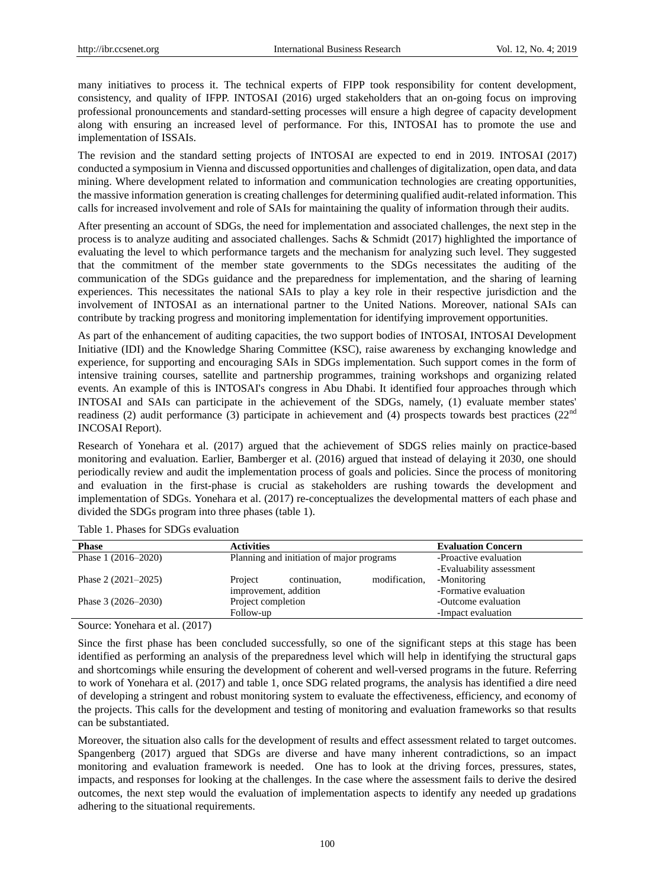many initiatives to process it. The technical experts of FIPP took responsibility for content development, consistency, and quality of IFPP. INTOSAI (2016) urged stakeholders that an on-going focus on improving professional pronouncements and standard-setting processes will ensure a high degree of capacity development along with ensuring an increased level of performance. For this, INTOSAI has to promote the use and implementation of ISSAIs.

The revision and the standard setting projects of INTOSAI are expected to end in 2019. INTOSAI (2017) conducted a symposium in Vienna and discussed opportunities and challenges of digitalization, open data, and data mining. Where development related to information and communication technologies are creating opportunities, the massive information generation is creating challenges for determining qualified audit-related information. This calls for increased involvement and role of SAIs for maintaining the quality of information through their audits.

After presenting an account of SDGs, the need for implementation and associated challenges, the next step in the process is to analyze auditing and associated challenges. Sachs & Schmidt (2017) highlighted the importance of evaluating the level to which performance targets and the mechanism for analyzing such level. They suggested that the commitment of the member state governments to the SDGs necessitates the auditing of the communication of the SDGs guidance and the preparedness for implementation, and the sharing of learning experiences. This necessitates the national SAIs to play a key role in their respective jurisdiction and the involvement of INTOSAI as an international partner to the United Nations. Moreover, national SAIs can contribute by tracking progress and monitoring implementation for identifying improvement opportunities.

As part of the enhancement of auditing capacities, the two support bodies of INTOSAI, INTOSAI Development Initiative (IDI) and the Knowledge Sharing Committee (KSC), raise awareness by exchanging knowledge and experience, for supporting and encouraging SAIs in SDGs implementation. Such support comes in the form of intensive training courses, satellite and partnership programmes, training workshops and organizing related events. An example of this is INTOSAI's congress in Abu Dhabi. It identified four approaches through which INTOSAI and SAIs can participate in the achievement of the SDGs, namely, (1) evaluate member states' readiness (2) audit performance (3) participate in achievement and (4) prospects towards best practices (22nd INCOSAI Report).

Research of Yonehara et al. (2017) argued that the achievement of SDGS relies mainly on practice-based monitoring and evaluation. Earlier, Bamberger et al. (2016) argued that instead of delaying it 2030, one should periodically review and audit the implementation process of goals and policies. Since the process of monitoring and evaluation in the first-phase is crucial as stakeholders are rushing towards the development and implementation of SDGs. Yonehara et al. (2017) re-conceptualizes the developmental matters of each phase and divided the SDGs program into three phases (table 1).

Table 1. Phases for SDGs evaluation

| Phase | Activities | Evaluation Concern |
|---|---|---|
| Phase 1 (2016–2020) | Planning and initiation of major programs | -Proactive evaluation<br>-Evaluability assessment |
| Phase 2 (2021–2025) | Project continuation, modification, improvement, addition | -Monitoring<br>-Formative evaluation |
| Phase 3 (2026–2030) | Project completion<br>Follow-up | -Outcome evaluation<br>-Impact evaluation |

Source: Yonehara et al. (2017)

Since the first phase has been concluded successfully, so one of the significant steps at this stage has been identified as performing an analysis of the preparedness level which will help in identifying the structural gaps and shortcomings while ensuring the development of coherent and well-versed programs in the future. Referring to work of Yonehara et al. (2017) and table 1, once SDG related programs, the analysis has identified a dire need of developing a stringent and robust monitoring system to evaluate the effectiveness, efficiency, and economy of the projects. This calls for the development and testing of monitoring and evaluation frameworks so that results can be substantiated.

Moreover, the situation also calls for the development of results and effect assessment related to target outcomes. Spangenberg (2017) argued that SDGs are diverse and have many inherent contradictions, so an impact monitoring and evaluation framework is needed. One has to look at the driving forces, pressures, states, impacts, and responses for looking at the challenges. In the case where the assessment fails to derive the desired outcomes, the next step would the evaluation of implementation aspects to identify any needed up gradations adhering to the situational requirements.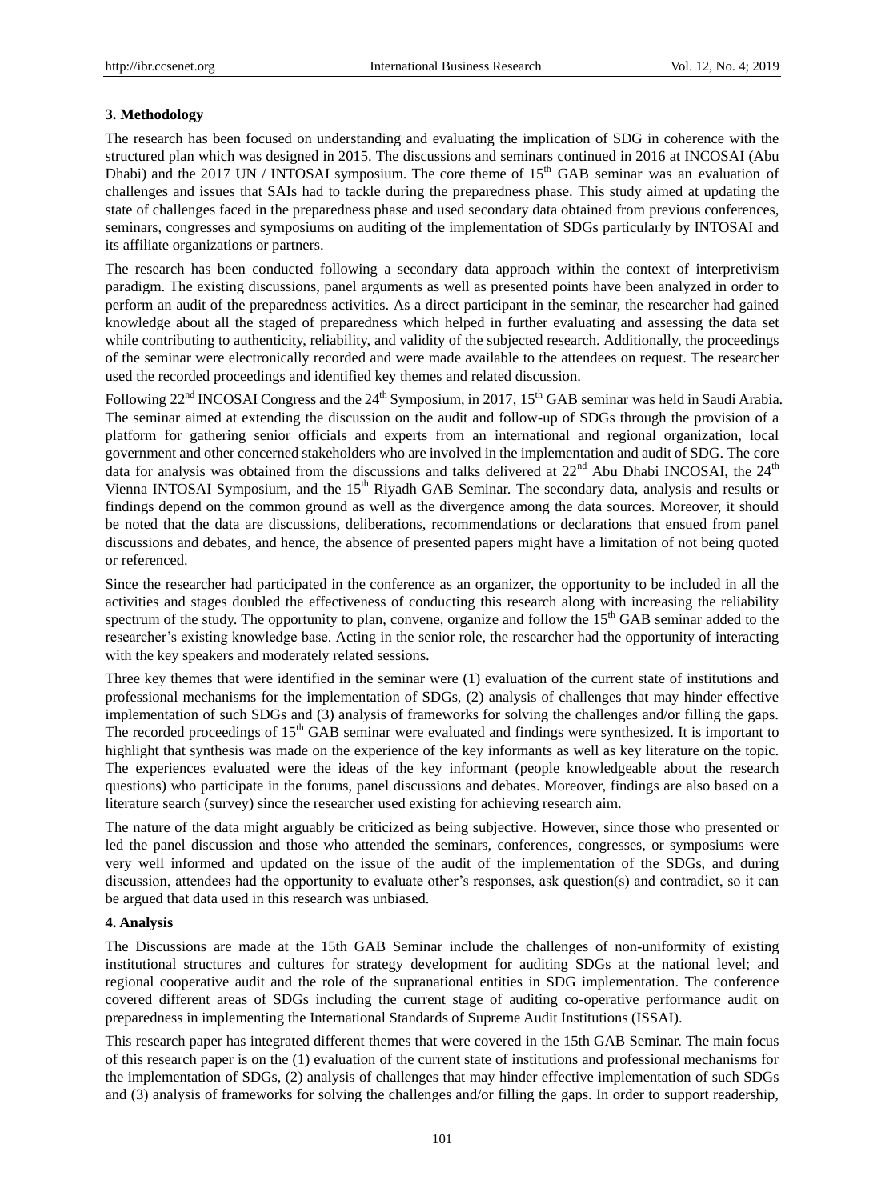**3. Methodology**

The research has been focused on understanding and evaluating the implication of SDG in coherence with the structured plan which was designed in 2015. The discussions and seminars continued in 2016 at INCOSAI (Abu Dhabi) and the 2017 UN / INTOSAI symposium. The core theme of 15th GAB seminar was an evaluation of challenges and issues that SAIs had to tackle during the preparedness phase. This study aimed at updating the state of challenges faced in the preparedness phase and used secondary data obtained from previous conferences, seminars, congresses and symposiums on auditing of the implementation of SDGs particularly by INTOSAI and its affiliate organizations or partners.

The research has been conducted following a secondary data approach within the context of interpretivism paradigm. The existing discussions, panel arguments as well as presented points have been analyzed in order to perform an audit of the preparedness activities. As a direct participant in the seminar, the researcher had gained knowledge about all the staged of preparedness which helped in further evaluating and assessing the data set while contributing to authenticity, reliability, and validity of the subjected research. Additionally, the proceedings of the seminar were electronically recorded and were made available to the attendees on request. The researcher used the recorded proceedings and identified key themes and related discussion.

Following 22nd INCOSAI Congress and the 24th Symposium, in 2017, 15th GAB seminar was held in Saudi Arabia. The seminar aimed at extending the discussion on the audit and follow-up of SDGs through the provision of a platform for gathering senior officials and experts from an international and regional organization, local government and other concerned stakeholders who are involved in the implementation and audit of SDG. The core data for analysis was obtained from the discussions and talks delivered at 22nd Abu Dhabi INCOSAI, the 24th Vienna INTOSAI Symposium, and the 15th Riyadh GAB Seminar. The secondary data, analysis and results or findings depend on the common ground as well as the divergence among the data sources. Moreover, it should be noted that the data are discussions, deliberations, recommendations or declarations that ensued from panel discussions and debates, and hence, the absence of presented papers might have a limitation of not being quoted or referenced.

Since the researcher had participated in the conference as an organizer, the opportunity to be included in all the activities and stages doubled the effectiveness of conducting this research along with increasing the reliability spectrum of the study. The opportunity to plan, convene, organize and follow the 15th GAB seminar added to the researcher's existing knowledge base. Acting in the senior role, the researcher had the opportunity of interacting with the key speakers and moderately related sessions.

Three key themes that were identified in the seminar were (1) evaluation of the current state of institutions and professional mechanisms for the implementation of SDGs, (2) analysis of challenges that may hinder effective implementation of such SDGs and (3) analysis of frameworks for solving the challenges and/or filling the gaps. The recorded proceedings of 15th GAB seminar were evaluated and findings were synthesized. It is important to highlight that synthesis was made on the experience of the key informants as well as key literature on the topic. The experiences evaluated were the ideas of the key informant (people knowledgeable about the research questions) who participate in the forums, panel discussions and debates. Moreover, findings are also based on a literature search (survey) since the researcher used existing for achieving research aim.

The nature of the data might arguably be criticized as being subjective. However, since those who presented or led the panel discussion and those who attended the seminars, conferences, congresses, or symposiums were very well informed and updated on the issue of the audit of the implementation of the SDGs, and during discussion, attendees had the opportunity to evaluate other's responses, ask question(s) and contradict, so it can be argued that data used in this research was unbiased.

**4. Analysis**

The Discussions are made at the 15th GAB Seminar include the challenges of non-uniformity of existing institutional structures and cultures for strategy development for auditing SDGs at the national level; and regional cooperative audit and the role of the supranational entities in SDG implementation. The conference covered different areas of SDGs including the current stage of auditing co-operative performance audit on preparedness in implementing the International Standards of Supreme Audit Institutions (ISSAI).

This research paper has integrated different themes that were covered in the 15th GAB Seminar. The main focus of this research paper is on the (1) evaluation of the current state of institutions and professional mechanisms for the implementation of SDGs, (2) analysis of challenges that may hinder effective implementation of such SDGs and (3) analysis of frameworks for solving the challenges and/or filling the gaps. In order to support readership,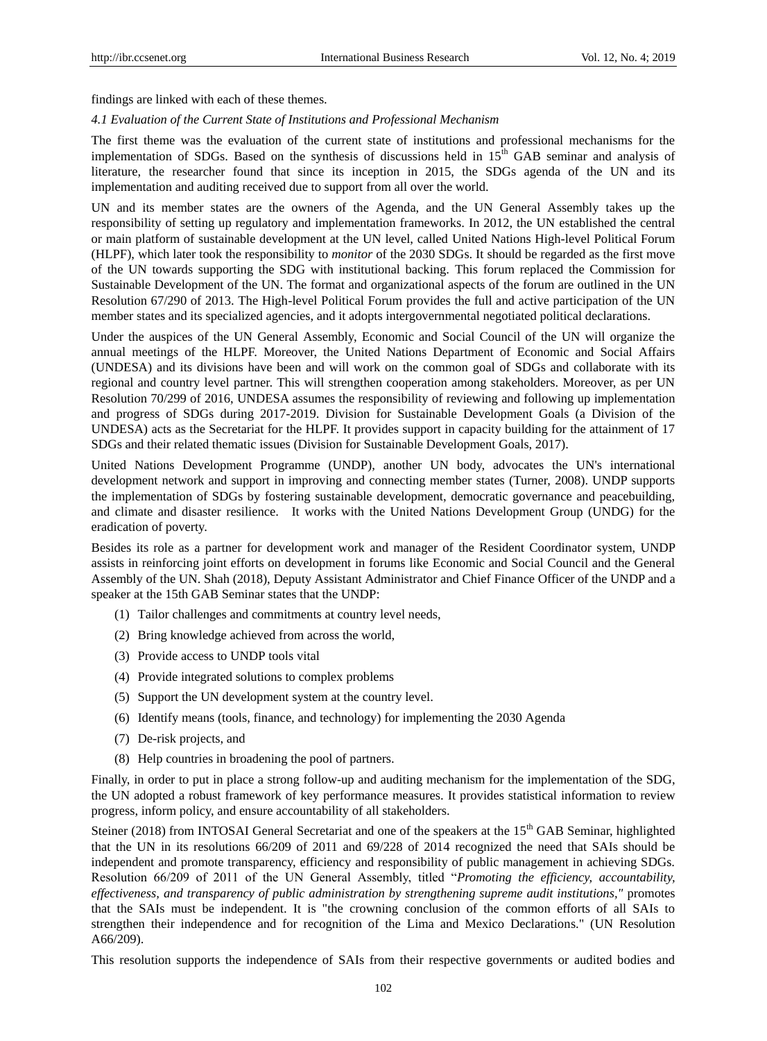findings are linked with each of these themes.

### *4.1 Evaluation of the Current State of Institutions and Professional Mechanism*

The first theme was the evaluation of the current state of institutions and professional mechanisms for the implementation of SDGs. Based on the synthesis of discussions held in 15th GAB seminar and analysis of literature, the researcher found that since its inception in 2015, the SDGs agenda of the UN and its implementation and auditing received due to support from all over the world.

UN and its member states are the owners of the Agenda, and the UN General Assembly takes up the responsibility of setting up regulatory and implementation frameworks. In 2012, the UN established the central or main platform of sustainable development at the UN level, called United Nations High-level Political Forum (HLPF), which later took the responsibility to *monitor* of the 2030 SDGs. It should be regarded as the first move of the UN towards supporting the SDG with institutional backing. This forum replaced the Commission for Sustainable Development of the UN. The format and organizational aspects of the forum are outlined in the UN Resolution 67/290 of 2013. The High-level Political Forum provides the full and active participation of the UN member states and its specialized agencies, and it adopts intergovernmental negotiated political declarations.

Under the auspices of the UN General Assembly, Economic and Social Council of the UN will organize the annual meetings of the HLPF. Moreover, the United Nations Department of Economic and Social Affairs (UNDESA) and its divisions have been and will work on the common goal of SDGs and collaborate with its regional and country level partner. This will strengthen cooperation among stakeholders. Moreover, as per UN Resolution 70/299 of 2016, UNDESA assumes the responsibility of reviewing and following up implementation and progress of SDGs during 2017-2019. Division for Sustainable Development Goals (a Division of the UNDESA) acts as the Secretariat for the HLPF. It provides support in capacity building for the attainment of 17 SDGs and their related thematic issues (Division for Sustainable Development Goals, 2017).

United Nations Development Programme (UNDP), another UN body, advocates the UN's international development network and support in improving and connecting member states (Turner, 2008). UNDP supports the implementation of SDGs by fostering sustainable development, democratic governance and peacebuilding, and climate and disaster resilience. It works with the United Nations Development Group (UNDG) for the eradication of poverty.

Besides its role as a partner for development work and manager of the Resident Coordinator system, UNDP assists in reinforcing joint efforts on development in forums like Economic and Social Council and the General Assembly of the UN. Shah (2018), Deputy Assistant Administrator and Chief Finance Officer of the UNDP and a speaker at the 15th GAB Seminar states that the UNDP:

(1) Tailor challenges and commitments at country level needs,

(2) Bring knowledge achieved from across the world,

(3) Provide access to UNDP tools vital

(4) Provide integrated solutions to complex problems

(5) Support the UN development system at the country level.

(6) Identify means (tools, finance, and technology) for implementing the 2030 Agenda

(7) De-risk projects, and

(8) Help countries in broadening the pool of partners.

Finally, in order to put in place a strong follow-up and auditing mechanism for the implementation of the SDG, the UN adopted a robust framework of key performance measures. It provides statistical information to review progress, inform policy, and ensure accountability of all stakeholders.

Steiner (2018) from INTOSAI General Secretariat and one of the speakers at the 15th GAB Seminar, highlighted that the UN in its resolutions 66/209 of 2011 and 69/228 of 2014 recognized the need that SAIs should be independent and promote transparency, efficiency and responsibility of public management in achieving SDGs. Resolution 66/209 of 2011 of the UN General Assembly, titled "*Promoting the efficiency, accountability, effectiveness, and transparency of public administration by strengthening supreme audit institutions,"* promotes that the SAIs must be independent. It is "the crowning conclusion of the common efforts of all SAIs to strengthen their independence and for recognition of the Lima and Mexico Declarations." (UN Resolution A66/209).

This resolution supports the independence of SAIs from their respective governments or audited bodies and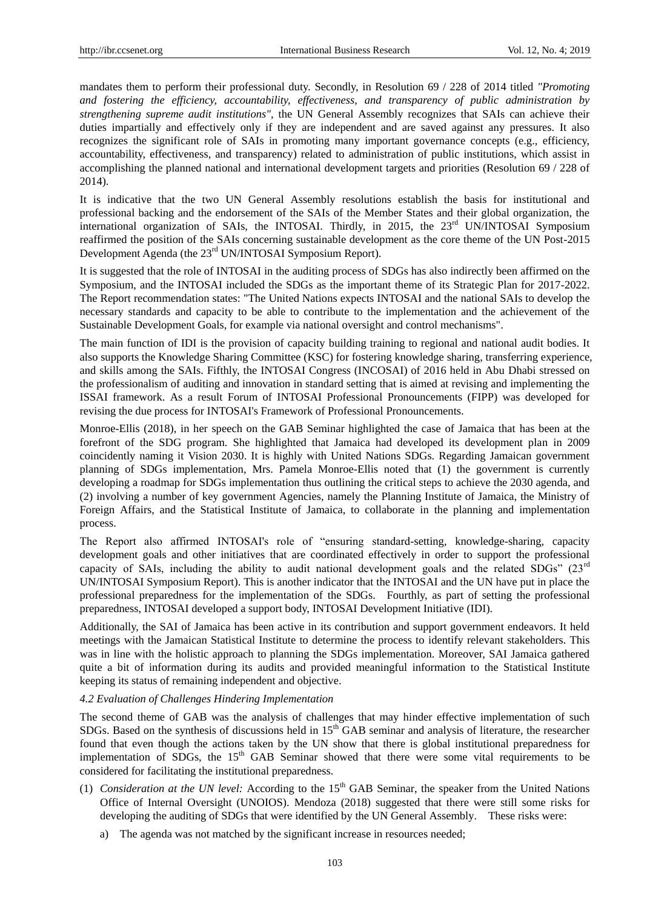mandates them to perform their professional duty. Secondly, in Resolution 69 / 228 of 2014 titled *"Promoting and fostering the efficiency, accountability, effectiveness, and transparency of public administration by strengthening supreme audit institutions"*, the UN General Assembly recognizes that SAIs can achieve their duties impartially and effectively only if they are independent and are saved against any pressures. It also recognizes the significant role of SAIs in promoting many important governance concepts (e.g., efficiency, accountability, effectiveness, and transparency) related to administration of public institutions, which assist in accomplishing the planned national and international development targets and priorities (Resolution 69 / 228 of 2014).

It is indicative that the two UN General Assembly resolutions establish the basis for institutional and professional backing and the endorsement of the SAIs of the Member States and their global organization, the international organization of SAIs, the INTOSAI. Thirdly, in 2015, the 23rd UN/INTOSAI Symposium reaffirmed the position of the SAIs concerning sustainable development as the core theme of the UN Post-2015 Development Agenda (the 23rd UN/INTOSAI Symposium Report).

It is suggested that the role of INTOSAI in the auditing process of SDGs has also indirectly been affirmed on the Symposium, and the INTOSAI included the SDGs as the important theme of its Strategic Plan for 2017-2022. The Report recommendation states: "The United Nations expects INTOSAI and the national SAIs to develop the necessary standards and capacity to be able to contribute to the implementation and the achievement of the Sustainable Development Goals, for example via national oversight and control mechanisms".

The main function of IDI is the provision of capacity building training to regional and national audit bodies. It also supports the Knowledge Sharing Committee (KSC) for fostering knowledge sharing, transferring experience, and skills among the SAIs. Fifthly, the INTOSAI Congress (INCOSAI) of 2016 held in Abu Dhabi stressed on the professionalism of auditing and innovation in standard setting that is aimed at revising and implementing the ISSAI framework. As a result Forum of INTOSAI Professional Pronouncements (FIPP) was developed for revising the due process for INTOSAI's Framework of Professional Pronouncements.

Monroe-Ellis (2018), in her speech on the GAB Seminar highlighted the case of Jamaica that has been at the forefront of the SDG program. She highlighted that Jamaica had developed its development plan in 2009 coincidently naming it Vision 2030. It is highly with United Nations SDGs. Regarding Jamaican government planning of SDGs implementation, Mrs. Pamela Monroe-Ellis noted that (1) the government is currently developing a roadmap for SDGs implementation thus outlining the critical steps to achieve the 2030 agenda, and (2) involving a number of key government Agencies, namely the Planning Institute of Jamaica, the Ministry of Foreign Affairs, and the Statistical Institute of Jamaica, to collaborate in the planning and implementation process.

The Report also affirmed INTOSAI's role of "ensuring standard-setting, knowledge-sharing, capacity development goals and other initiatives that are coordinated effectively in order to support the professional capacity of SAIs, including the ability to audit national development goals and the related SDGs" (23rd UN/INTOSAI Symposium Report). This is another indicator that the INTOSAI and the UN have put in place the professional preparedness for the implementation of the SDGs. Fourthly, as part of setting the professional preparedness, INTOSAI developed a support body, INTOSAI Development Initiative (IDI).

Additionally, the SAI of Jamaica has been active in its contribution and support government endeavors. It held meetings with the Jamaican Statistical Institute to determine the process to identify relevant stakeholders. This was in line with the holistic approach to planning the SDGs implementation. Moreover, SAI Jamaica gathered quite a bit of information during its audits and provided meaningful information to the Statistical Institute keeping its status of remaining independent and objective.

### *4.2 Evaluation of Challenges Hindering Implementation*

The second theme of GAB was the analysis of challenges that may hinder effective implementation of such SDGs. Based on the synthesis of discussions held in 15th GAB seminar and analysis of literature, the researcher found that even though the actions taken by the UN show that there is global institutional preparedness for implementation of SDGs, the 15th GAB Seminar showed that there were some vital requirements to be considered for facilitating the institutional preparedness.

(1) *Consideration at the UN level:* According to the 15th GAB Seminar, the speaker from the United Nations Office of Internal Oversight (UNOIOS). Mendoza (2018) suggested that there were still some risks for developing the auditing of SDGs that were identified by the UN General Assembly. These risks were:

   a) The agenda was not matched by the significant increase in resources needed;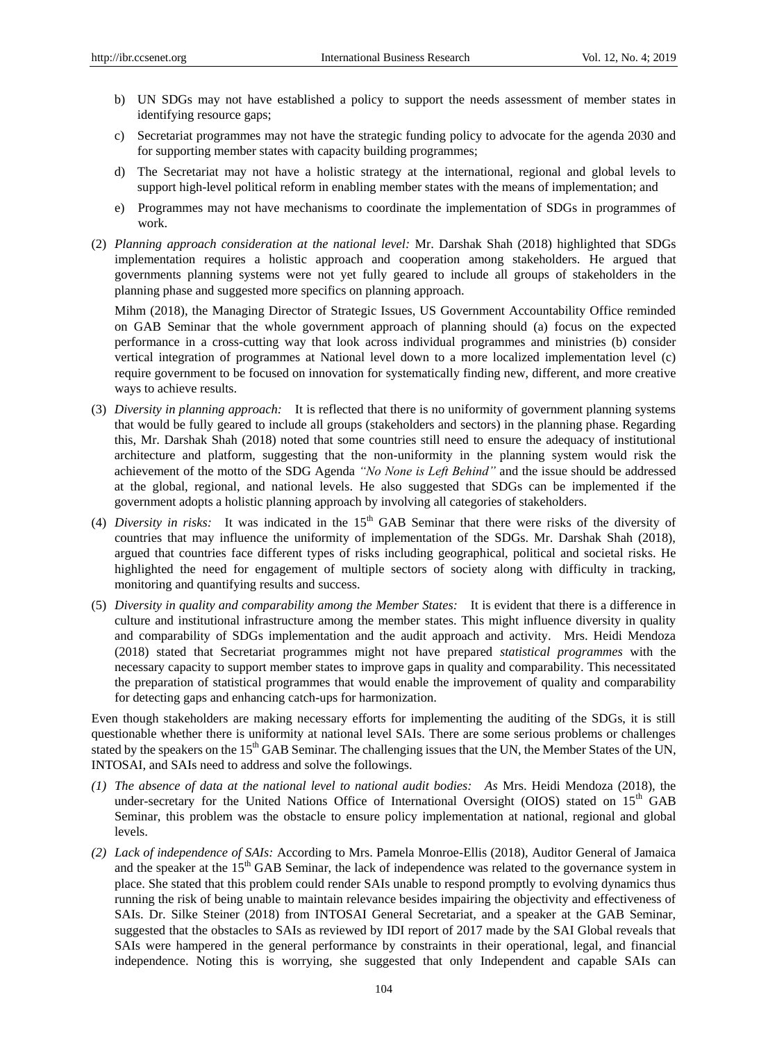b) UN SDGs may not have established a policy to support the needs assessment of member states in identifying resource gaps;

c) Secretariat programmes may not have the strategic funding policy to advocate for the agenda 2030 and for supporting member states with capacity building programmes;

d) The Secretariat may not have a holistic strategy at the international, regional and global levels to support high-level political reform in enabling member states with the means of implementation; and

e) Programmes may not have mechanisms to coordinate the implementation of SDGs in programmes of work.

(2) *Planning approach consideration at the national level:* Mr. Darshak Shah (2018) highlighted that SDGs implementation requires a holistic approach and cooperation among stakeholders. He argued that governments planning systems were not yet fully geared to include all groups of stakeholders in the planning phase and suggested more specifics on planning approach.

Mihm (2018), the Managing Director of Strategic Issues, US Government Accountability Office reminded on GAB Seminar that the whole government approach of planning should (a) focus on the expected performance in a cross-cutting way that look across individual programmes and ministries (b) consider vertical integration of programmes at National level down to a more localized implementation level (c) require government to be focused on innovation for systematically finding new, different, and more creative ways to achieve results.

(3) *Diversity in planning approach:* It is reflected that there is no uniformity of government planning systems that would be fully geared to include all groups (stakeholders and sectors) in the planning phase. Regarding this, Mr. Darshak Shah (2018) noted that some countries still need to ensure the adequacy of institutional architecture and platform, suggesting that the non-uniformity in the planning system would risk the achievement of the motto of the SDG Agenda *"No None is Left Behind"* and the issue should be addressed at the global, regional, and national levels. He also suggested that SDGs can be implemented if the government adopts a holistic planning approach by involving all categories of stakeholders.

(4) *Diversity in risks:* It was indicated in the 15th GAB Seminar that there were risks of the diversity of countries that may influence the uniformity of implementation of the SDGs. Mr. Darshak Shah (2018), argued that countries face different types of risks including geographical, political and societal risks. He highlighted the need for engagement of multiple sectors of society along with difficulty in tracking, monitoring and quantifying results and success.

(5) *Diversity in quality and comparability among the Member States:* It is evident that there is a difference in culture and institutional infrastructure among the member states. This might influence diversity in quality and comparability of SDGs implementation and the audit approach and activity. Mrs. Heidi Mendoza (2018) stated that Secretariat programmes might not have prepared *statistical programmes* with the necessary capacity to support member states to improve gaps in quality and comparability. This necessitated the preparation of statistical programmes that would enable the improvement of quality and comparability for detecting gaps and enhancing catch-ups for harmonization.

Even though stakeholders are making necessary efforts for implementing the auditing of the SDGs, it is still questionable whether there is uniformity at national level SAIs. There are some serious problems or challenges stated by the speakers on the 15th GAB Seminar. The challenging issues that the UN, the Member States of the UN, INTOSAI, and SAIs need to address and solve the followings.

*(1) The absence of data at the national level to national audit bodies: As* Mrs. Heidi Mendoza (2018), the under-secretary for the United Nations Office of International Oversight (OIOS) stated on 15th GAB Seminar, this problem was the obstacle to ensure policy implementation at national, regional and global levels.

*(2) Lack of independence of SAIs:* According to Mrs. Pamela Monroe-Ellis (2018), Auditor General of Jamaica and the speaker at the 15th GAB Seminar, the lack of independence was related to the governance system in place. She stated that this problem could render SAIs unable to respond promptly to evolving dynamics thus running the risk of being unable to maintain relevance besides impairing the objectivity and effectiveness of SAIs. Dr. Silke Steiner (2018) from INTOSAI General Secretariat, and a speaker at the GAB Seminar, suggested that the obstacles to SAIs as reviewed by IDI report of 2017 made by the SAI Global reveals that SAIs were hampered in the general performance by constraints in their operational, legal, and financial independence. Noting this is worrying, she suggested that only Independent and capable SAIs can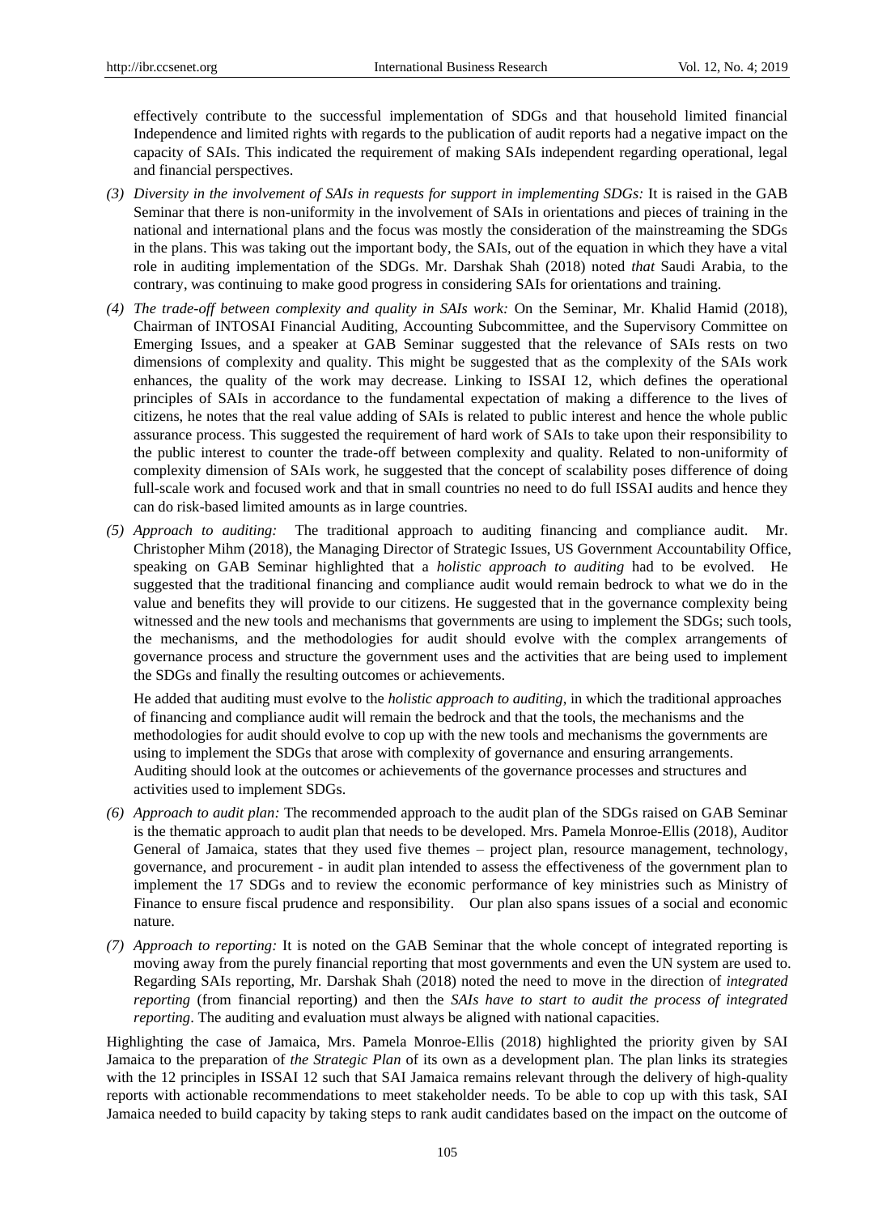effectively contribute to the successful implementation of SDGs and that household limited financial Independence and limited rights with regards to the publication of audit reports had a negative impact on the capacity of SAIs. This indicated the requirement of making SAIs independent regarding operational, legal and financial perspectives.

(3) *Diversity in the involvement of SAIs in requests for support in implementing SDGs:* It is raised in the GAB Seminar that there is non-uniformity in the involvement of SAIs in orientations and pieces of training in the national and international plans and the focus was mostly the consideration of the mainstreaming the SDGs in the plans. This was taking out the important body, the SAIs, out of the equation in which they have a vital role in auditing implementation of the SDGs. Mr. Darshak Shah (2018) noted *that* Saudi Arabia, to the contrary, was continuing to make good progress in considering SAIs for orientations and training.

(4) *The trade-off between complexity and quality in SAIs work:* On the Seminar, Mr. Khalid Hamid (2018), Chairman of INTOSAI Financial Auditing, Accounting Subcommittee, and the Supervisory Committee on Emerging Issues, and a speaker at GAB Seminar suggested that the relevance of SAIs rests on two dimensions of complexity and quality. This might be suggested that as the complexity of the SAIs work enhances, the quality of the work may decrease. Linking to ISSAI 12, which defines the operational principles of SAIs in accordance to the fundamental expectation of making a difference to the lives of citizens, he notes that the real value adding of SAIs is related to public interest and hence the whole public assurance process. This suggested the requirement of hard work of SAIs to take upon their responsibility to the public interest to counter the trade-off between complexity and quality. Related to non-uniformity of complexity dimension of SAIs work, he suggested that the concept of scalability poses difference of doing full-scale work and focused work and that in small countries no need to do full ISSAI audits and hence they can do risk-based limited amounts as in large countries.

(5) *Approach to auditing:* The traditional approach to auditing financing and compliance audit. Mr. Christopher Mihm (2018), the Managing Director of Strategic Issues, US Government Accountability Office, speaking on GAB Seminar highlighted that a *holistic approach to auditing* had to be evolved. He suggested that the traditional financing and compliance audit would remain bedrock to what we do in the value and benefits they will provide to our citizens. He suggested that in the governance complexity being witnessed and the new tools and mechanisms that governments are using to implement the SDGs; such tools, the mechanisms, and the methodologies for audit should evolve with the complex arrangements of governance process and structure the government uses and the activities that are being used to implement the SDGs and finally the resulting outcomes or achievements.

   He added that auditing must evolve to the *holistic approach to auditing*, in which the traditional approaches of financing and compliance audit will remain the bedrock and that the tools, the mechanisms and the methodologies for audit should evolve to cop up with the new tools and mechanisms the governments are using to implement the SDGs that arose with complexity of governance and ensuring arrangements. Auditing should look at the outcomes or achievements of the governance processes and structures and activities used to implement SDGs.

(6) *Approach to audit plan:* The recommended approach to the audit plan of the SDGs raised on GAB Seminar is the thematic approach to audit plan that needs to be developed. Mrs. Pamela Monroe-Ellis (2018), Auditor General of Jamaica, states that they used five themes – project plan, resource management, technology, governance, and procurement - in audit plan intended to assess the effectiveness of the government plan to implement the 17 SDGs and to review the economic performance of key ministries such as Ministry of Finance to ensure fiscal prudence and responsibility. Our plan also spans issues of a social and economic nature.

(7) *Approach to reporting:* It is noted on the GAB Seminar that the whole concept of integrated reporting is moving away from the purely financial reporting that most governments and even the UN system are used to. Regarding SAIs reporting, Mr. Darshak Shah (2018) noted the need to move in the direction of *integrated reporting* (from financial reporting) and then the *SAIs have to start to audit the process of integrated reporting*. The auditing and evaluation must always be aligned with national capacities.

Highlighting the case of Jamaica, Mrs. Pamela Monroe-Ellis (2018) highlighted the priority given by SAI Jamaica to the preparation of *the Strategic Plan* of its own as a development plan. The plan links its strategies with the 12 principles in ISSAI 12 such that SAI Jamaica remains relevant through the delivery of high-quality reports with actionable recommendations to meet stakeholder needs. To be able to cop up with this task, SAI Jamaica needed to build capacity by taking steps to rank audit candidates based on the impact on the outcome of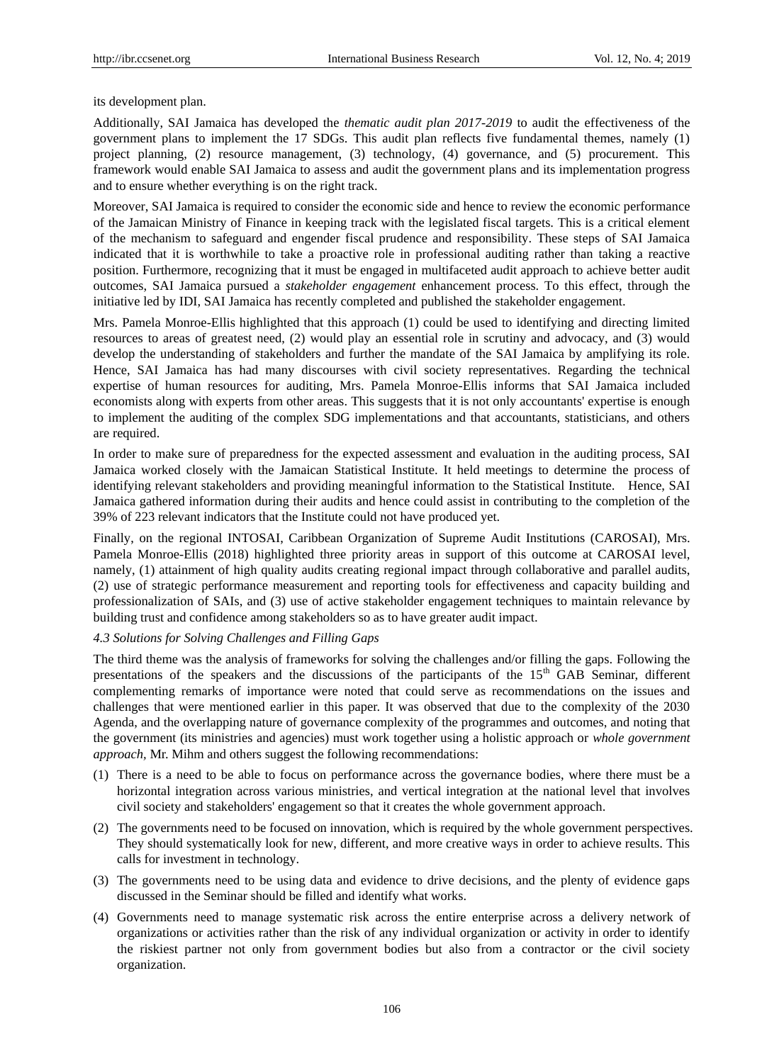its development plan.

Additionally, SAI Jamaica has developed the *thematic audit plan 2017-2019* to audit the effectiveness of the government plans to implement the 17 SDGs. This audit plan reflects five fundamental themes, namely (1) project planning, (2) resource management, (3) technology, (4) governance, and (5) procurement. This framework would enable SAI Jamaica to assess and audit the government plans and its implementation progress and to ensure whether everything is on the right track.

Moreover, SAI Jamaica is required to consider the economic side and hence to review the economic performance of the Jamaican Ministry of Finance in keeping track with the legislated fiscal targets. This is a critical element of the mechanism to safeguard and engender fiscal prudence and responsibility. These steps of SAI Jamaica indicated that it is worthwhile to take a proactive role in professional auditing rather than taking a reactive position. Furthermore, recognizing that it must be engaged in multifaceted audit approach to achieve better audit outcomes, SAI Jamaica pursued a *stakeholder engagement* enhancement process. To this effect, through the initiative led by IDI, SAI Jamaica has recently completed and published the stakeholder engagement.

Mrs. Pamela Monroe-Ellis highlighted that this approach (1) could be used to identifying and directing limited resources to areas of greatest need, (2) would play an essential role in scrutiny and advocacy, and (3) would develop the understanding of stakeholders and further the mandate of the SAI Jamaica by amplifying its role. Hence, SAI Jamaica has had many discourses with civil society representatives. Regarding the technical expertise of human resources for auditing, Mrs. Pamela Monroe-Ellis informs that SAI Jamaica included economists along with experts from other areas. This suggests that it is not only accountants' expertise is enough to implement the auditing of the complex SDG implementations and that accountants, statisticians, and others are required.

In order to make sure of preparedness for the expected assessment and evaluation in the auditing process, SAI Jamaica worked closely with the Jamaican Statistical Institute. It held meetings to determine the process of identifying relevant stakeholders and providing meaningful information to the Statistical Institute. Hence, SAI Jamaica gathered information during their audits and hence could assist in contributing to the completion of the 39% of 223 relevant indicators that the Institute could not have produced yet.

Finally, on the regional INTOSAI, Caribbean Organization of Supreme Audit Institutions (CAROSAI), Mrs. Pamela Monroe-Ellis (2018) highlighted three priority areas in support of this outcome at CAROSAI level, namely, (1) attainment of high quality audits creating regional impact through collaborative and parallel audits, (2) use of strategic performance measurement and reporting tools for effectiveness and capacity building and professionalization of SAIs, and (3) use of active stakeholder engagement techniques to maintain relevance by building trust and confidence among stakeholders so as to have greater audit impact.

### *4.3 Solutions for Solving Challenges and Filling Gaps*

The third theme was the analysis of frameworks for solving the challenges and/or filling the gaps. Following the presentations of the speakers and the discussions of the participants of the 15th GAB Seminar, different complementing remarks of importance were noted that could serve as recommendations on the issues and challenges that were mentioned earlier in this paper. It was observed that due to the complexity of the 2030 Agenda, and the overlapping nature of governance complexity of the programmes and outcomes, and noting that the government (its ministries and agencies) must work together using a holistic approach or *whole government approach,* Mr. Mihm and others suggest the following recommendations:

(1) There is a need to be able to focus on performance across the governance bodies, where there must be a horizontal integration across various ministries, and vertical integration at the national level that involves civil society and stakeholders' engagement so that it creates the whole government approach.

(2) The governments need to be focused on innovation, which is required by the whole government perspectives. They should systematically look for new, different, and more creative ways in order to achieve results. This calls for investment in technology.

(3) The governments need to be using data and evidence to drive decisions, and the plenty of evidence gaps discussed in the Seminar should be filled and identify what works.

(4) Governments need to manage systematic risk across the entire enterprise across a delivery network of organizations or activities rather than the risk of any individual organization or activity in order to identify the riskiest partner not only from government bodies but also from a contractor or the civil society organization.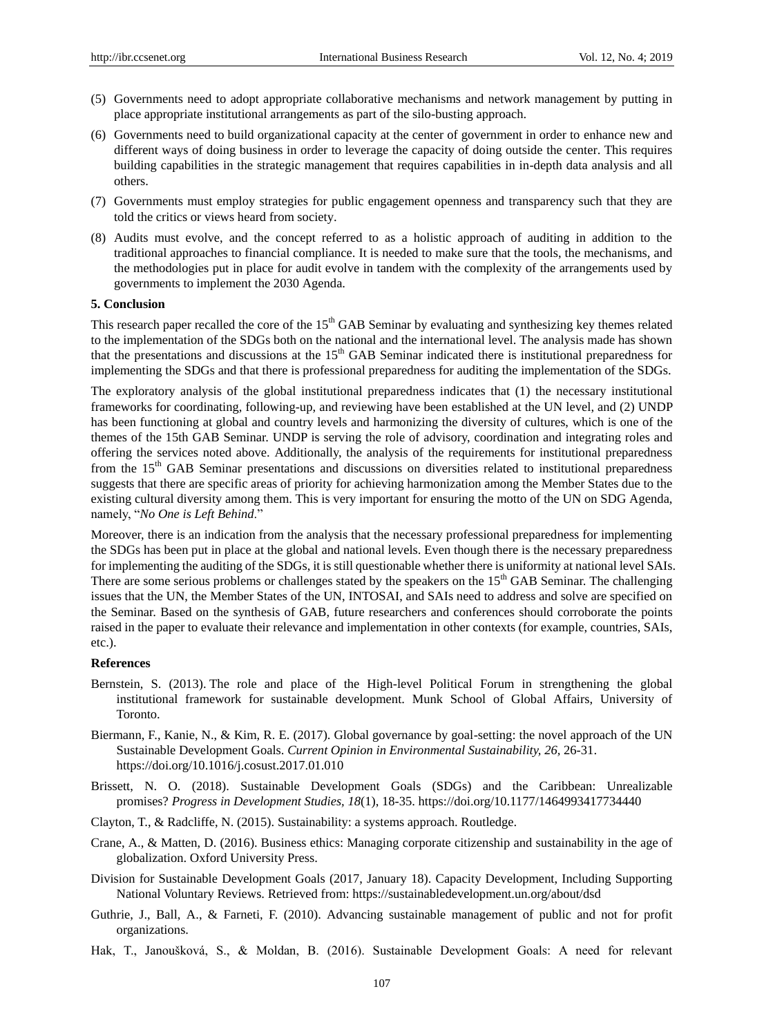(5) Governments need to adopt appropriate collaborative mechanisms and network management by putting in place appropriate institutional arrangements as part of the silo-busting approach.

(6) Governments need to build organizational capacity at the center of government in order to enhance new and different ways of doing business in order to leverage the capacity of doing outside the center. This requires building capabilities in the strategic management that requires capabilities in in-depth data analysis and all others.

(7) Governments must employ strategies for public engagement openness and transparency such that they are told the critics or views heard from society.

(8) Audits must evolve, and the concept referred to as a holistic approach of auditing in addition to the traditional approaches to financial compliance. It is needed to make sure that the tools, the mechanisms, and the methodologies put in place for audit evolve in tandem with the complexity of the arrangements used by governments to implement the 2030 Agenda.

## 5. Conclusion

This research paper recalled the core of the 15th GAB Seminar by evaluating and synthesizing key themes related to the implementation of the SDGs both on the national and the international level. The analysis made has shown that the presentations and discussions at the 15th GAB Seminar indicated there is institutional preparedness for implementing the SDGs and that there is professional preparedness for auditing the implementation of the SDGs.

The exploratory analysis of the global institutional preparedness indicates that (1) the necessary institutional frameworks for coordinating, following-up, and reviewing have been established at the UN level, and (2) UNDP has been functioning at global and country levels and harmonizing the diversity of cultures, which is one of the themes of the 15th GAB Seminar. UNDP is serving the role of advisory, coordination and integrating roles and offering the services noted above. Additionally, the analysis of the requirements for institutional preparedness from the 15th GAB Seminar presentations and discussions on diversities related to institutional preparedness suggests that there are specific areas of priority for achieving harmonization among the Member States due to the existing cultural diversity among them. This is very important for ensuring the motto of the UN on SDG Agenda, namely, "*No One is Left Behind*."

Moreover, there is an indication from the analysis that the necessary professional preparedness for implementing the SDGs has been put in place at the global and national levels. Even though there is the necessary preparedness for implementing the auditing of the SDGs, it is still questionable whether there is uniformity at national level SAIs. There are some serious problems or challenges stated by the speakers on the 15th GAB Seminar. The challenging issues that the UN, the Member States of the UN, INTOSAI, and SAIs need to address and solve are specified on the Seminar. Based on the synthesis of GAB, future researchers and conferences should corroborate the points raised in the paper to evaluate their relevance and implementation in other contexts (for example, countries, SAIs, etc.).

## References

Bernstein, S. (2013). The role and place of the High-level Political Forum in strengthening the global institutional framework for sustainable development. Munk School of Global Affairs, University of Toronto.

Biermann, F., Kanie, N., & Kim, R. E. (2017). Global governance by goal-setting: the novel approach of the UN Sustainable Development Goals. *Current Opinion in Environmental Sustainability, 26,* 26-31. https://doi.org/10.1016/j.cosust.2017.01.010

Brissett, N. O. (2018). Sustainable Development Goals (SDGs) and the Caribbean: Unrealizable promises? *Progress in Development Studies, 18*(1), 18-35. https://doi.org/10.1177/1464993417734440

Clayton, T., & Radcliffe, N. (2015). Sustainability: a systems approach. Routledge.

Crane, A., & Matten, D. (2016). Business ethics: Managing corporate citizenship and sustainability in the age of globalization. Oxford University Press.

Division for Sustainable Development Goals (2017, January 18). Capacity Development, Including Supporting National Voluntary Reviews. Retrieved from: https://sustainabledevelopment.un.org/about/dsd

Guthrie, J., Ball, A., & Farneti, F. (2010). Advancing sustainable management of public and not for profit organizations.

Hak, T., Janoušková, S., & Moldan, B. (2016). Sustainable Development Goals: A need for relevant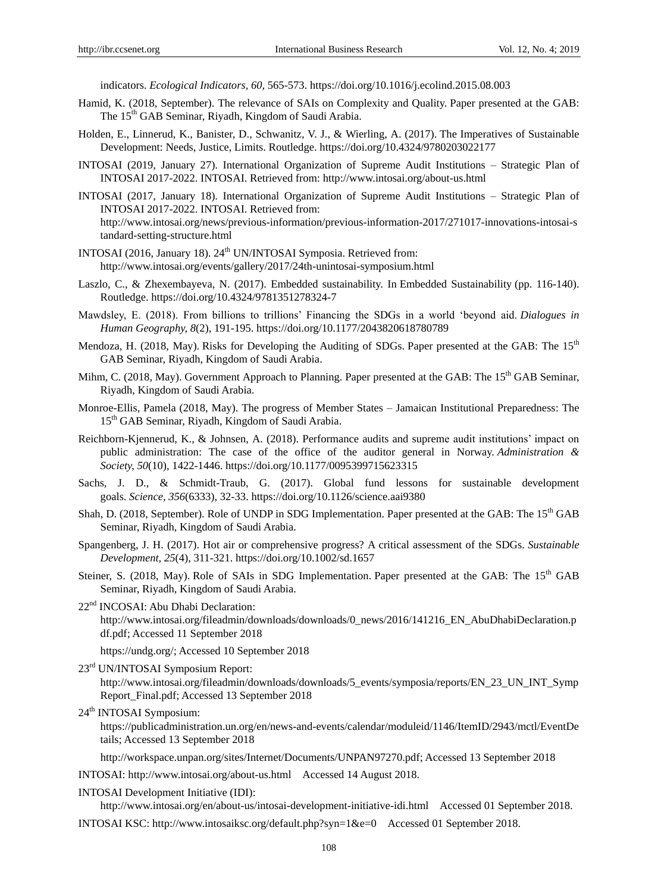indicators. *Ecological Indicators, 60,* 565-573. https://doi.org/10.1016/j.ecolind.2015.08.003

Hamid, K. (2018, September). The relevance of SAIs on Complexity and Quality. Paper presented at the GAB: The 15th GAB Seminar, Riyadh, Kingdom of Saudi Arabia.

Holden, E., Linnerud, K., Banister, D., Schwanitz, V. J., & Wierling, A. (2017). The Imperatives of Sustainable Development: Needs, Justice, Limits. Routledge. https://doi.org/10.4324/9780203022177

INTOSAI (2019, January 27). International Organization of Supreme Audit Institutions – Strategic Plan of INTOSAI 2017-2022. INTOSAI. Retrieved from: http://www.intosai.org/about-us.html

INTOSAI (2017, January 18). International Organization of Supreme Audit Institutions – Strategic Plan of INTOSAI 2017-2022. INTOSAI. Retrieved from: http://www.intosai.org/news/previous-information/previous-information-2017/271017-innovations-intosai-standard-setting-structure.html

INTOSAI (2016, January 18). 24th UN/INTOSAI Symposia. Retrieved from: http://www.intosai.org/events/gallery/2017/24th-unintosai-symposium.html

Laszlo, C., & Zhexembayeva, N. (2017). Embedded sustainability. In Embedded Sustainability (pp. 116-140). Routledge. https://doi.org/10.4324/9781351278324-7

Mawdsley, E. (2018). From billions to trillions' Financing the SDGs in a world 'beyond aid. *Dialogues in Human Geography, 8*(2), 191-195. https://doi.org/10.1177/2043820618780789

Mendoza, H. (2018, May). Risks for Developing the Auditing of SDGs. Paper presented at the GAB: The 15th GAB Seminar, Riyadh, Kingdom of Saudi Arabia.

Mihm, C. (2018, May). Government Approach to Planning. Paper presented at the GAB: The 15th GAB Seminar, Riyadh, Kingdom of Saudi Arabia.

Monroe-Ellis, Pamela (2018, May). The progress of Member States – Jamaican Institutional Preparedness: The 15th GAB Seminar, Riyadh, Kingdom of Saudi Arabia.

Reichborn-Kjennerud, K., & Johnsen, A. (2018). Performance audits and supreme audit institutions' impact on public administration: The case of the office of the auditor general in Norway. *Administration & Society, 50*(10), 1422-1446. https://doi.org/10.1177/0095399715623315

Sachs, J. D., & Schmidt-Traub, G. (2017). Global fund lessons for sustainable development goals. *Science, 356*(6333), 32-33. https://doi.org/10.1126/science.aai9380

Shah, D. (2018, September). Role of UNDP in SDG Implementation. Paper presented at the GAB: The 15th GAB Seminar, Riyadh, Kingdom of Saudi Arabia.

Spangenberg, J. H. (2017). Hot air or comprehensive progress? A critical assessment of the SDGs. *Sustainable Development, 25*(4), 311-321. https://doi.org/10.1002/sd.1657

Steiner, S. (2018, May). Role of SAIs in SDG Implementation. Paper presented at the GAB: The 15th GAB Seminar, Riyadh, Kingdom of Saudi Arabia.

22nd INCOSAI: Abu Dhabi Declaration: http://www.intosai.org/fileadmin/downloads/downloads/0_news/2016/141216_EN_AbuDhabiDeclaration.pdf.pdf; Accessed 11 September 2018

https://undg.org/; Accessed 10 September 2018

23rd UN/INTOSAI Symposium Report: http://www.intosai.org/fileadmin/downloads/downloads/5_events/symposia/reports/EN_23_UN_INT_SympReport_Final.pdf; Accessed 13 September 2018

24th INTOSAI Symposium: https://publicadministration.un.org/en/news-and-events/calendar/moduleid/1146/ItemID/2943/mctl/EventDetails; Accessed 13 September 2018

http://workspace.unpan.org/sites/Internet/Documents/UNPAN97270.pdf; Accessed 13 September 2018

INTOSAI: http://www.intosai.org/about-us.html Accessed 14 August 2018.

INTOSAI Development Initiative (IDI): http://www.intosai.org/en/about-us/intosai-development-initiative-idi.html Accessed 01 September 2018.

INTOSAI KSC: http://www.intosaiksc.org/default.php?syn=1&e=0 Accessed 01 September 2018.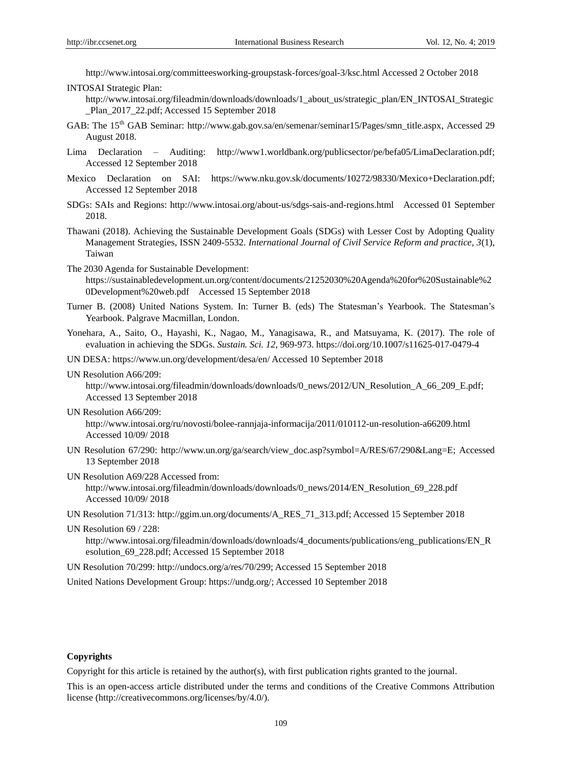http://www.intosai.org/committeesworking-groupstask-forces/goal-3/ksc.html Accessed 2 October 2018

INTOSAI Strategic Plan: http://www.intosai.org/fileadmin/downloads/downloads/1_about_us/strategic_plan/EN_INTOSAI_Strategic_Plan_2017_22.pdf; Accessed 15 September 2018

GAB: The 15th GAB Seminar: http://www.gab.gov.sa/en/semenar/seminar15/Pages/smn_title.aspx, Accessed 29 August 2018.

Lima Declaration – Auditing: http://www1.worldbank.org/publicsector/pe/befa05/LimaDeclaration.pdf; Accessed 12 September 2018

Mexico Declaration on SAI: https://www.nku.gov.sk/documents/10272/98330/Mexico+Declaration.pdf; Accessed 12 September 2018

SDGs: SAIs and Regions: http://www.intosai.org/about-us/sdgs-sais-and-regions.html Accessed 01 September 2018.

Thawani (2018). Achieving the Sustainable Development Goals (SDGs) with Lesser Cost by Adopting Quality Management Strategies, ISSN 2409-5532. *International Journal of Civil Service Reform and practice, 3*(1), Taiwan

The 2030 Agenda for Sustainable Development: https://sustainabledevelopment.un.org/content/documents/21252030%20Agenda%20for%20Sustainable%20Development%20web.pdf Accessed 15 September 2018

Turner B. (2008) United Nations System. In: Turner B. (eds) The Statesman's Yearbook. The Statesman's Yearbook. Palgrave Macmillan, London.

Yonehara, A., Saito, O., Hayashi, K., Nagao, M., Yanagisawa, R., and Matsuyama, K. (2017). The role of evaluation in achieving the SDGs. *Sustain. Sci. 12*, 969-973. https://doi.org/10.1007/s11625-017-0479-4

UN DESA: https://www.un.org/development/desa/en/ Accessed 10 September 2018

UN Resolution A66/209: http://www.intosai.org/fileadmin/downloads/downloads/0_news/2012/UN_Resolution_A_66_209_E.pdf; Accessed 13 September 2018

UN Resolution A66/209: http://www.intosai.org/ru/novosti/bolee-rannjaja-informacija/2011/010112-un-resolution-a66209.html Accessed 10/09/ 2018

UN Resolution 67/290: http://www.un.org/ga/search/view_doc.asp?symbol=A/RES/67/290&Lang=E; Accessed 13 September 2018

UN Resolution A69/228 Accessed from: http://www.intosai.org/fileadmin/downloads/downloads/0_news/2014/EN_Resolution_69_228.pdf Accessed 10/09/ 2018

UN Resolution 71/313: http://ggim.un.org/documents/A_RES_71_313.pdf; Accessed 15 September 2018

UN Resolution 69 / 228: http://www.intosai.org/fileadmin/downloads/downloads/4_documents/publications/eng_publications/EN_Resolution_69_228.pdf; Accessed 15 September 2018

UN Resolution 70/299: http://undocs.org/a/res/70/299; Accessed 15 September 2018

United Nations Development Group: https://undg.org/; Accessed 10 September 2018

**Copyrights**

Copyright for this article is retained by the author(s), with first publication rights granted to the journal.

This is an open-access article distributed under the terms and conditions of the Creative Commons Attribution license (http://creativecommons.org/licenses/by/4.0/).